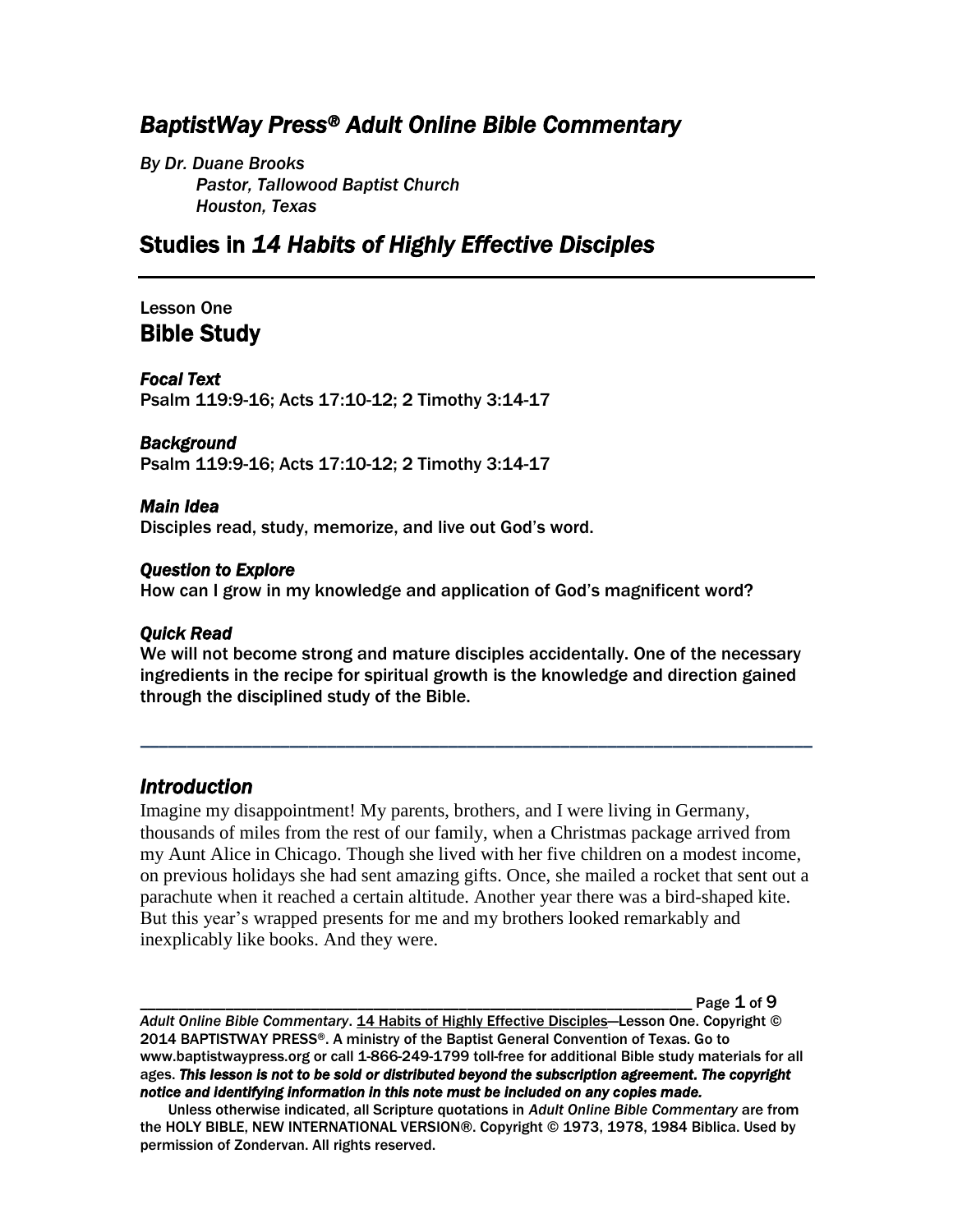# *BaptistWay Press® Adult Online Bible Commentary*

*By Dr. Duane Brooks*
*Pastor, Tallowood Baptist Church*
*Houston, Texas*

# Studies in *14 Habits of Highly Effective Disciples*

Lesson One

## Bible Study

***Focal Text***
Psalm 119:9-16; Acts 17:10-12; 2 Timothy 3:14-17

***Background***
Psalm 119:9-16; Acts 17:10-12; 2 Timothy 3:14-17

***Main Idea***
Disciples read, study, memorize, and live out God's word.

***Question to Explore***
How can I grow in my knowledge and application of God's magnificent word?

***Quick Read***
We will not become strong and mature disciples accidentally. One of the necessary ingredients in the recipe for spiritual growth is the knowledge and direction gained through the disciplined study of the Bible.

---

## *Introduction*

Imagine my disappointment! My parents, brothers, and I were living in Germany, thousands of miles from the rest of our family, when a Christmas package arrived from my Aunt Alice in Chicago. Though she lived with her five children on a modest income, on previous holidays she had sent amazing gifts. Once, she mailed a rocket that sent out a parachute when it reached a certain altitude. Another year there was a bird-shaped kite. But this year's wrapped presents for me and my brothers looked remarkably and inexplicably like books. And they were.

---

*Adult Online Bible Commentary*. 14 Habits of Highly Effective Disciples—Lesson One. Copyright © 2014 BAPTISTWAY PRESS®. A ministry of the Baptist General Convention of Texas. Go to www.baptistwaypress.org or call 1-866-249-1799 toll-free for additional Bible study materials for all ages. ***This lesson is not to be sold or distributed beyond the subscription agreement. The copyright notice and identifying information in this note must be included on any copies made.***

Unless otherwise indicated, all Scripture quotations in *Adult Online Bible Commentary* are from the HOLY BIBLE, NEW INTERNATIONAL VERSION®. Copyright © 1973, 1978, 1984 Biblica. Used by permission of Zondervan. All rights reserved.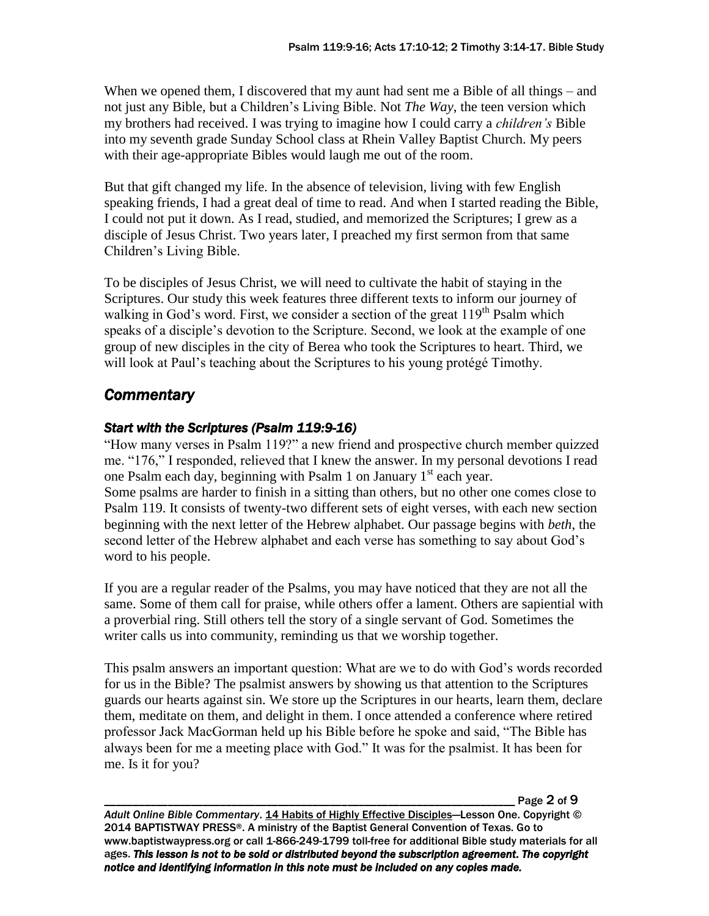When we opened them, I discovered that my aunt had sent me a Bible of all things – and not just any Bible, but a Children's Living Bible. Not *The Way*, the teen version which my brothers had received. I was trying to imagine how I could carry a *children's* Bible into my seventh grade Sunday School class at Rhein Valley Baptist Church. My peers with their age-appropriate Bibles would laugh me out of the room.

But that gift changed my life. In the absence of television, living with few English speaking friends, I had a great deal of time to read. And when I started reading the Bible, I could not put it down. As I read, studied, and memorized the Scriptures; I grew as a disciple of Jesus Christ. Two years later, I preached my first sermon from that same Children's Living Bible.

To be disciples of Jesus Christ, we will need to cultivate the habit of staying in the Scriptures. Our study this week features three different texts to inform our journey of walking in God's word. First, we consider a section of the great 119th Psalm which speaks of a disciple's devotion to the Scripture. Second, we look at the example of one group of new disciples in the city of Berea who took the Scriptures to heart. Third, we will look at Paul's teaching about the Scriptures to his young protégé Timothy.

## *Commentary*

### *Start with the Scriptures (Psalm 119:9-16)*

"How many verses in Psalm 119?" a new friend and prospective church member quizzed me. "176," I responded, relieved that I knew the answer. In my personal devotions I read one Psalm each day, beginning with Psalm 1 on January 1st each year.
Some psalms are harder to finish in a sitting than others, but no other one comes close to Psalm 119. It consists of twenty-two different sets of eight verses, with each new section beginning with the next letter of the Hebrew alphabet. Our passage begins with *beth*, the second letter of the Hebrew alphabet and each verse has something to say about God's word to his people.

If you are a regular reader of the Psalms, you may have noticed that they are not all the same. Some of them call for praise, while others offer a lament. Others are sapiential with a proverbial ring. Still others tell the story of a single servant of God. Sometimes the writer calls us into community, reminding us that we worship together.

This psalm answers an important question: What are we to do with God's words recorded for us in the Bible? The psalmist answers by showing us that attention to the Scriptures guards our hearts against sin. We store up the Scriptures in our hearts, learn them, declare them, meditate on them, and delight in them. I once attended a conference where retired professor Jack MacGorman held up his Bible before he spoke and said, "The Bible has always been for me a meeting place with God." It was for the psalmist. It has been for me. Is it for you?

*Adult Online Bible Commentary*. 14 Habits of Highly Effective Disciples—Lesson One. Copyright © 2014 BAPTISTWAY PRESS®. A ministry of the Baptist General Convention of Texas. Go to www.baptistwaypress.org or call 1-866-249-1799 toll-free for additional Bible study materials for all ages. ***This lesson is not to be sold or distributed beyond the subscription agreement. The copyright notice and identifying information in this note must be included on any copies made.***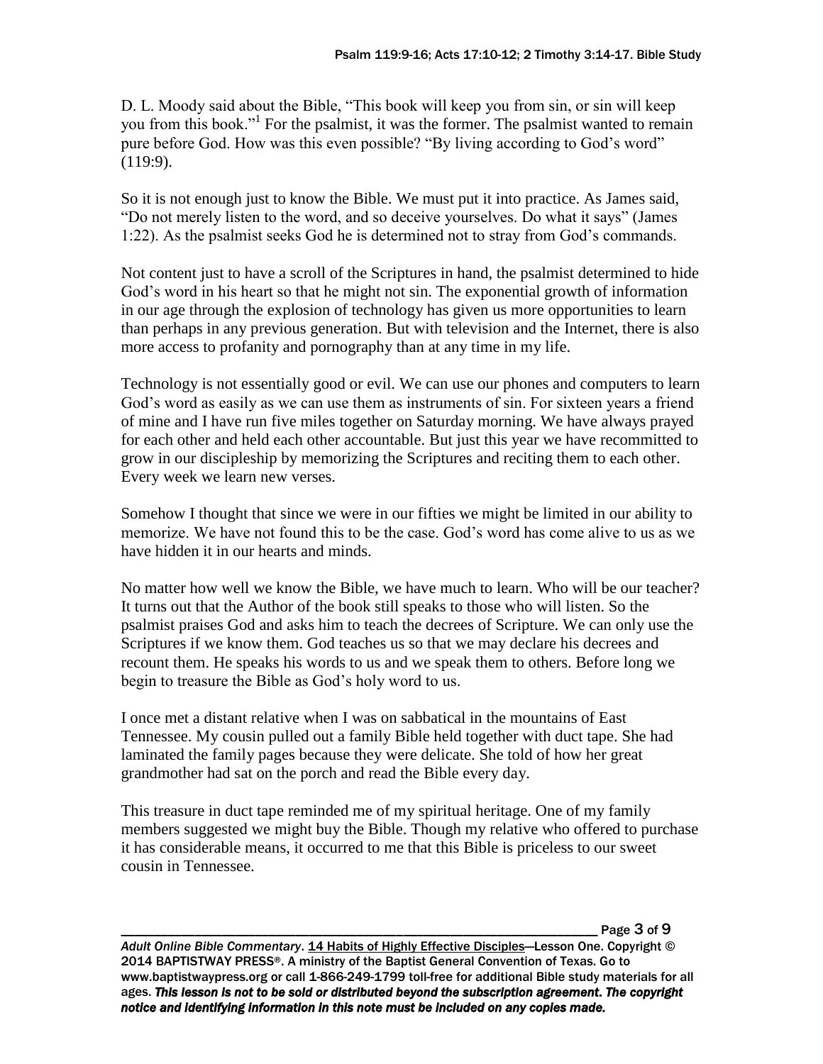D. L. Moody said about the Bible, "This book will keep you from sin, or sin will keep you from this book."[1] For the psalmist, it was the former. The psalmist wanted to remain pure before God. How was this even possible? "By living according to God's word" (119:9).

So it is not enough just to know the Bible. We must put it into practice. As James said, "Do not merely listen to the word, and so deceive yourselves. Do what it says" (James 1:22). As the psalmist seeks God he is determined not to stray from God's commands.

Not content just to have a scroll of the Scriptures in hand, the psalmist determined to hide God's word in his heart so that he might not sin. The exponential growth of information in our age through the explosion of technology has given us more opportunities to learn than perhaps in any previous generation. But with television and the Internet, there is also more access to profanity and pornography than at any time in my life.

Technology is not essentially good or evil. We can use our phones and computers to learn God's word as easily as we can use them as instruments of sin. For sixteen years a friend of mine and I have run five miles together on Saturday morning. We have always prayed for each other and held each other accountable. But just this year we have recommitted to grow in our discipleship by memorizing the Scriptures and reciting them to each other. Every week we learn new verses.

Somehow I thought that since we were in our fifties we might be limited in our ability to memorize. We have not found this to be the case. God's word has come alive to us as we have hidden it in our hearts and minds.

No matter how well we know the Bible, we have much to learn. Who will be our teacher? It turns out that the Author of the book still speaks to those who will listen. So the psalmist praises God and asks him to teach the decrees of Scripture. We can only use the Scriptures if we know them. God teaches us so that we may declare his decrees and recount them. He speaks his words to us and we speak them to others. Before long we begin to treasure the Bible as God's holy word to us.

I once met a distant relative when I was on sabbatical in the mountains of East Tennessee. My cousin pulled out a family Bible held together with duct tape. She had laminated the family pages because they were delicate. She told of how her great grandmother had sat on the porch and read the Bible every day.

This treasure in duct tape reminded me of my spiritual heritage. One of my family members suggested we might buy the Bible. Though my relative who offered to purchase it has considerable means, it occurred to me that this Bible is priceless to our sweet cousin in Tennessee.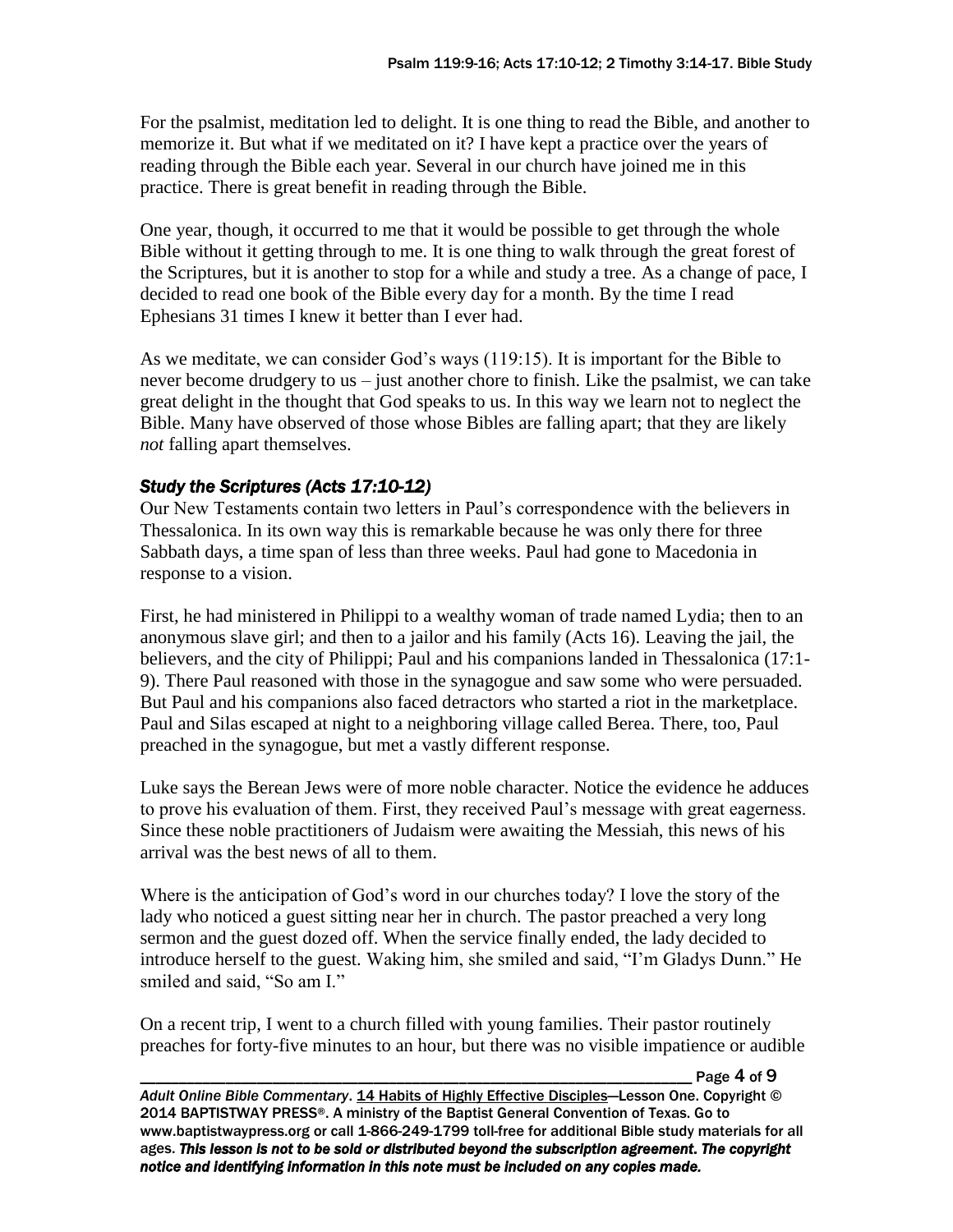For the psalmist, meditation led to delight. It is one thing to read the Bible, and another to memorize it. But what if we meditated on it? I have kept a practice over the years of reading through the Bible each year. Several in our church have joined me in this practice. There is great benefit in reading through the Bible.

One year, though, it occurred to me that it would be possible to get through the whole Bible without it getting through to me. It is one thing to walk through the great forest of the Scriptures, but it is another to stop for a while and study a tree. As a change of pace, I decided to read one book of the Bible every day for a month. By the time I read Ephesians 31 times I knew it better than I ever had.

As we meditate, we can consider God's ways (119:15). It is important for the Bible to never become drudgery to us – just another chore to finish. Like the psalmist, we can take great delight in the thought that God speaks to us. In this way we learn not to neglect the Bible. Many have observed of those whose Bibles are falling apart; that they are likely *not* falling apart themselves.

### *Study the Scriptures (Acts 17:10-12)*

Our New Testaments contain two letters in Paul's correspondence with the believers in Thessalonica. In its own way this is remarkable because he was only there for three Sabbath days, a time span of less than three weeks. Paul had gone to Macedonia in response to a vision.

First, he had ministered in Philippi to a wealthy woman of trade named Lydia; then to an anonymous slave girl; and then to a jailor and his family (Acts 16). Leaving the jail, the believers, and the city of Philippi; Paul and his companions landed in Thessalonica (17:1-9). There Paul reasoned with those in the synagogue and saw some who were persuaded. But Paul and his companions also faced detractors who started a riot in the marketplace. Paul and Silas escaped at night to a neighboring village called Berea. There, too, Paul preached in the synagogue, but met a vastly different response.

Luke says the Berean Jews were of more noble character. Notice the evidence he adduces to prove his evaluation of them. First, they received Paul's message with great eagerness. Since these noble practitioners of Judaism were awaiting the Messiah, this news of his arrival was the best news of all to them.

Where is the anticipation of God's word in our churches today? I love the story of the lady who noticed a guest sitting near her in church. The pastor preached a very long sermon and the guest dozed off. When the service finally ended, the lady decided to introduce herself to the guest. Waking him, she smiled and said, "I'm Gladys Dunn." He smiled and said, "So am I."

On a recent trip, I went to a church filled with young families. Their pastor routinely preaches for forty-five minutes to an hour, but there was no visible impatience or audible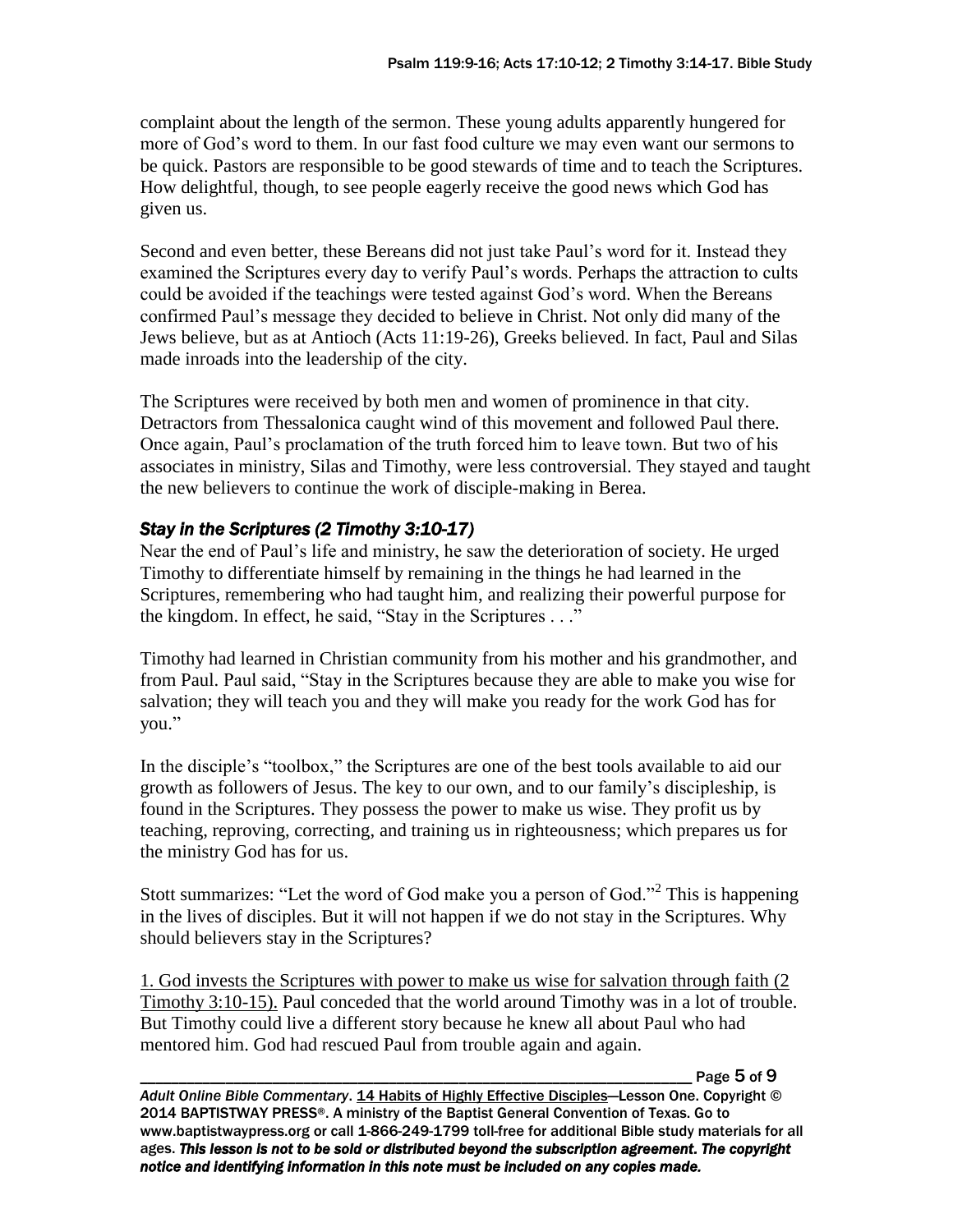complaint about the length of the sermon. These young adults apparently hungered for more of God's word to them. In our fast food culture we may even want our sermons to be quick. Pastors are responsible to be good stewards of time and to teach the Scriptures. How delightful, though, to see people eagerly receive the good news which God has given us.

Second and even better, these Bereans did not just take Paul's word for it. Instead they examined the Scriptures every day to verify Paul's words. Perhaps the attraction to cults could be avoided if the teachings were tested against God's word. When the Bereans confirmed Paul's message they decided to believe in Christ. Not only did many of the Jews believe, but as at Antioch (Acts 11:19-26), Greeks believed. In fact, Paul and Silas made inroads into the leadership of the city.

The Scriptures were received by both men and women of prominence in that city. Detractors from Thessalonica caught wind of this movement and followed Paul there. Once again, Paul's proclamation of the truth forced him to leave town. But two of his associates in ministry, Silas and Timothy, were less controversial. They stayed and taught the new believers to continue the work of disciple-making in Berea.

### *Stay in the Scriptures (2 Timothy 3:10-17)*

Near the end of Paul's life and ministry, he saw the deterioration of society. He urged Timothy to differentiate himself by remaining in the things he had learned in the Scriptures, remembering who had taught him, and realizing their powerful purpose for the kingdom. In effect, he said, "Stay in the Scriptures . . ."

Timothy had learned in Christian community from his mother and his grandmother, and from Paul. Paul said, "Stay in the Scriptures because they are able to make you wise for salvation; they will teach you and they will make you ready for the work God has for you."

In the disciple's "toolbox," the Scriptures are one of the best tools available to aid our growth as followers of Jesus. The key to our own, and to our family's discipleship, is found in the Scriptures. They possess the power to make us wise. They profit us by teaching, reproving, correcting, and training us in righteousness; which prepares us for the ministry God has for us.

Stott summarizes: "Let the word of God make you a person of God."[2] This is happening in the lives of disciples. But it will not happen if we do not stay in the Scriptures. Why should believers stay in the Scriptures?

<u>1. God invests the Scriptures with power to make us wise for salvation through faith (2 Timothy 3:10-15).</u> Paul conceded that the world around Timothy was in a lot of trouble. But Timothy could live a different story because he knew all about Paul who had mentored him. God had rescued Paul from trouble again and again.

*Adult Online Bible Commentary*. 14 Habits of Highly Effective Disciples—Lesson One. Copyright © 2014 BAPTISTWAY PRESS®. A ministry of the Baptist General Convention of Texas. Go to www.baptistwaypress.org or call 1-866-249-1799 toll-free for additional Bible study materials for all ages. ***This lesson is not to be sold or distributed beyond the subscription agreement. The copyright notice and identifying information in this note must be included on any copies made.***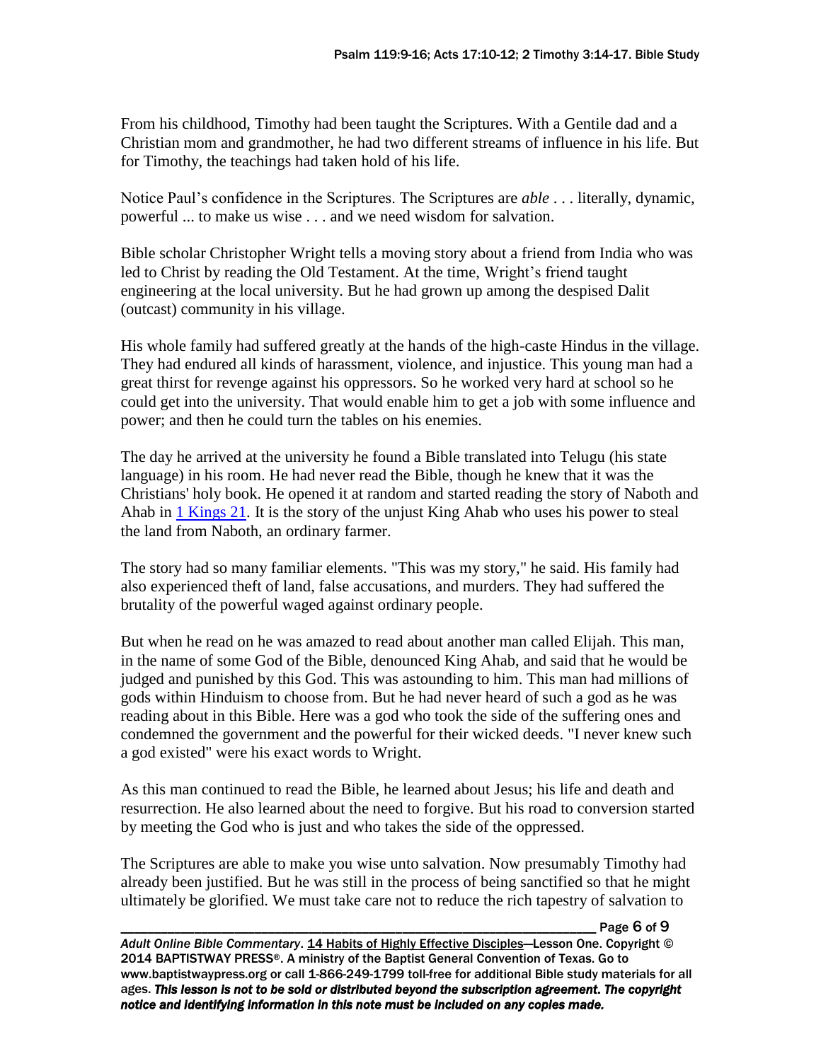From his childhood, Timothy had been taught the Scriptures. With a Gentile dad and a Christian mom and grandmother, he had two different streams of influence in his life. But for Timothy, the teachings had taken hold of his life.

Notice Paul's confidence in the Scriptures. The Scriptures are *able* . . . literally, dynamic, powerful ... to make us wise . . . and we need wisdom for salvation.

Bible scholar Christopher Wright tells a moving story about a friend from India who was led to Christ by reading the Old Testament. At the time, Wright's friend taught engineering at the local university. But he had grown up among the despised Dalit (outcast) community in his village.

His whole family had suffered greatly at the hands of the high-caste Hindus in the village. They had endured all kinds of harassment, violence, and injustice. This young man had a great thirst for revenge against his oppressors. So he worked very hard at school so he could get into the university. That would enable him to get a job with some influence and power; and then he could turn the tables on his enemies.

The day he arrived at the university he found a Bible translated into Telugu (his state language) in his room. He had never read the Bible, though he knew that it was the Christians' holy book. He opened it at random and started reading the story of Naboth and Ahab in [1 Kings 21](). It is the story of the unjust King Ahab who uses his power to steal the land from Naboth, an ordinary farmer.

The story had so many familiar elements. "This was my story," he said. His family had also experienced theft of land, false accusations, and murders. They had suffered the brutality of the powerful waged against ordinary people.

But when he read on he was amazed to read about another man called Elijah. This man, in the name of some God of the Bible, denounced King Ahab, and said that he would be judged and punished by this God. This was astounding to him. This man had millions of gods within Hinduism to choose from. But he had never heard of such a god as he was reading about in this Bible. Here was a god who took the side of the suffering ones and condemned the government and the powerful for their wicked deeds. "I never knew such a god existed" were his exact words to Wright.

As this man continued to read the Bible, he learned about Jesus; his life and death and resurrection. He also learned about the need to forgive. But his road to conversion started by meeting the God who is just and who takes the side of the oppressed.

The Scriptures are able to make you wise unto salvation. Now presumably Timothy had already been justified. But he was still in the process of being sanctified so that he might ultimately be glorified. We must take care not to reduce the rich tapestry of salvation to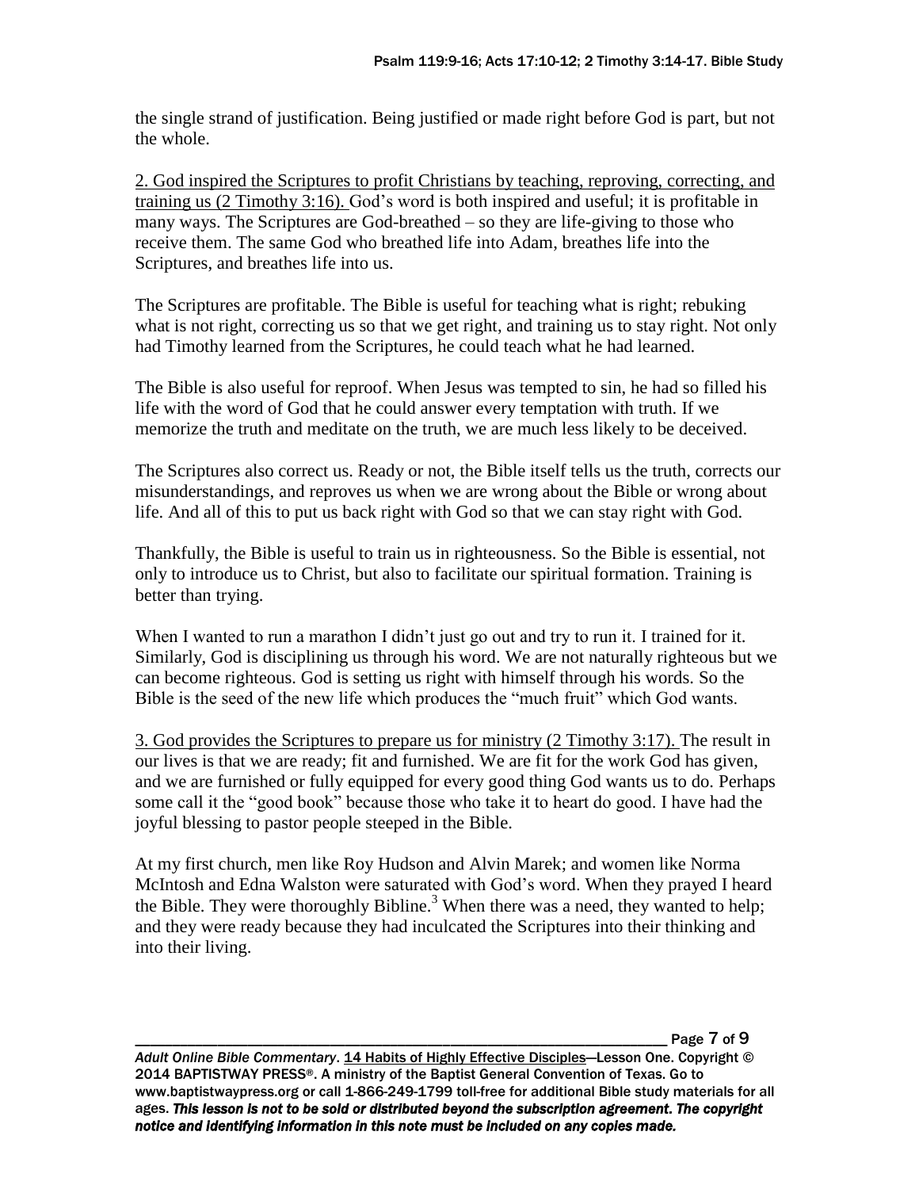the single strand of justification. Being justified or made right before God is part, but not the whole.

<u>2. God inspired the Scriptures to profit Christians by teaching, reproving, correcting, and training us (2 Timothy 3:16).</u> God's word is both inspired and useful; it is profitable in many ways. The Scriptures are God-breathed – so they are life-giving to those who receive them. The same God who breathed life into Adam, breathes life into the Scriptures, and breathes life into us.

The Scriptures are profitable. The Bible is useful for teaching what is right; rebuking what is not right, correcting us so that we get right, and training us to stay right. Not only had Timothy learned from the Scriptures, he could teach what he had learned.

The Bible is also useful for reproof. When Jesus was tempted to sin, he had so filled his life with the word of God that he could answer every temptation with truth. If we memorize the truth and meditate on the truth, we are much less likely to be deceived.

The Scriptures also correct us. Ready or not, the Bible itself tells us the truth, corrects our misunderstandings, and reproves us when we are wrong about the Bible or wrong about life. And all of this to put us back right with God so that we can stay right with God.

Thankfully, the Bible is useful to train us in righteousness. So the Bible is essential, not only to introduce us to Christ, but also to facilitate our spiritual formation. Training is better than trying.

When I wanted to run a marathon I didn't just go out and try to run it. I trained for it. Similarly, God is disciplining us through his word. We are not naturally righteous but we can become righteous. God is setting us right with himself through his words. So the Bible is the seed of the new life which produces the "much fruit" which God wants.

<u>3. God provides the Scriptures to prepare us for ministry (2 Timothy 3:17).</u> The result in our lives is that we are ready; fit and furnished. We are fit for the work God has given, and we are furnished or fully equipped for every good thing God wants us to do. Perhaps some call it the "good book" because those who take it to heart do good. I have had the joyful blessing to pastor people steeped in the Bible.

At my first church, men like Roy Hudson and Alvin Marek; and women like Norma McIntosh and Edna Walston were saturated with God's word. When they prayed I heard the Bible. They were thoroughly Bibline.[3] When there was a need, they wanted to help; and they were ready because they had inculcated the Scriptures into their thinking and into their living.

*Adult Online Bible Commentary*. 14 Habits of Highly Effective Disciples—Lesson One. Copyright © 2014 BAPTISTWAY PRESS®. A ministry of the Baptist General Convention of Texas. Go to www.baptistwaypress.org or call 1-866-249-1799 toll-free for additional Bible study materials for all ages. ***This lesson is not to be sold or distributed beyond the subscription agreement. The copyright notice and identifying information in this note must be included on any copies made.***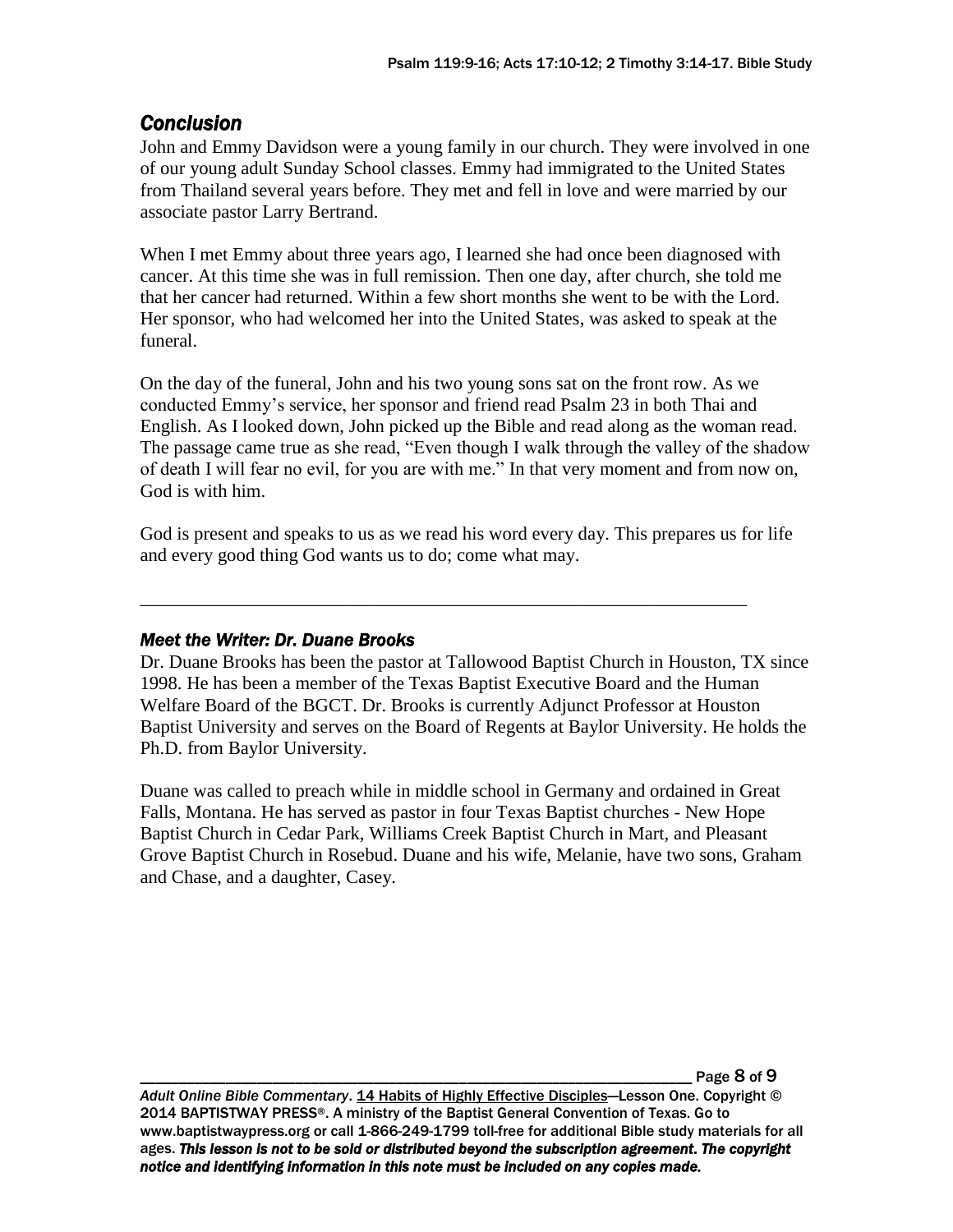## *Conclusion*

John and Emmy Davidson were a young family in our church. They were involved in one of our young adult Sunday School classes. Emmy had immigrated to the United States from Thailand several years before. They met and fell in love and were married by our associate pastor Larry Bertrand.

When I met Emmy about three years ago, I learned she had once been diagnosed with cancer. At this time she was in full remission. Then one day, after church, she told me that her cancer had returned. Within a few short months she went to be with the Lord. Her sponsor, who had welcomed her into the United States, was asked to speak at the funeral.

On the day of the funeral, John and his two young sons sat on the front row. As we conducted Emmy's service, her sponsor and friend read Psalm 23 in both Thai and English. As I looked down, John picked up the Bible and read along as the woman read. The passage came true as she read, "Even though I walk through the valley of the shadow of death I will fear no evil, for you are with me." In that very moment and from now on, God is with him.

God is present and speaks to us as we read his word every day. This prepares us for life and every good thing God wants us to do; come what may.

---

### *Meet the Writer: Dr. Duane Brooks*

Dr. Duane Brooks has been the pastor at Tallowood Baptist Church in Houston, TX since 1998. He has been a member of the Texas Baptist Executive Board and the Human Welfare Board of the BGCT. Dr. Brooks is currently Adjunct Professor at Houston Baptist University and serves on the Board of Regents at Baylor University. He holds the Ph.D. from Baylor University.

Duane was called to preach while in middle school in Germany and ordained in Great Falls, Montana. He has served as pastor in four Texas Baptist churches - New Hope Baptist Church in Cedar Park, Williams Creek Baptist Church in Mart, and Pleasant Grove Baptist Church in Rosebud. Duane and his wife, Melanie, have two sons, Graham and Chase, and a daughter, Casey.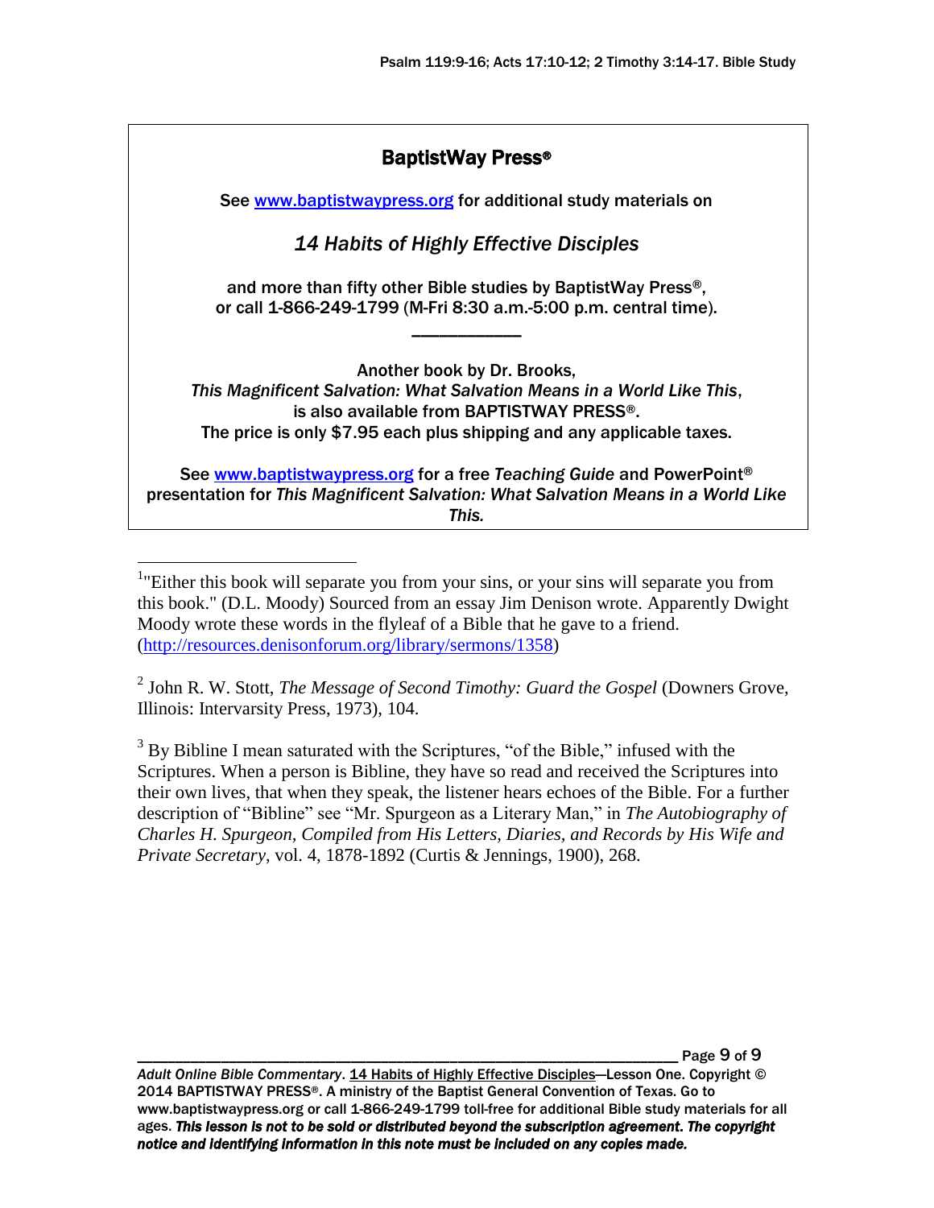## BaptistWay Press®

See www.baptistwaypress.org for additional study materials on

*14 Habits of Highly Effective Disciples*

and more than fifty other Bible studies by BaptistWay Press®, or call 1-866-249-1799 (M-Fri 8:30 a.m.-5:00 p.m. central time).

\_\_\_\_\_\_\_\_\_\_\_\_

Another book by Dr. Brooks, *This Magnificent Salvation: What Salvation Means in a World Like This*, is also available from BAPTISTWAY PRESS®. The price is only $7.95 each plus shipping and any applicable taxes.

See www.baptistwaypress.org for a free *Teaching Guide* and PowerPoint® presentation for *This Magnificent Salvation: What Salvation Means in a World Like This.*

---

[1] "Either this book will separate you from your sins, or your sins will separate you from this book." (D.L. Moody) Sourced from an essay Jim Denison wrote. Apparently Dwight Moody wrote these words in the flyleaf of a Bible that he gave to a friend. (http://resources.denisonforum.org/library/sermons/1358)

[2] John R. W. Stott, *The Message of Second Timothy: Guard the Gospel* (Downers Grove, Illinois: Intervarsity Press, 1973), 104.

[3] By Bibline I mean saturated with the Scriptures, "of the Bible," infused with the Scriptures. When a person is Bibline, they have so read and received the Scriptures into their own lives, that when they speak, the listener hears echoes of the Bible. For a further description of "Bibline" see "Mr. Spurgeon as a Literary Man," in *The Autobiography of Charles H. Spurgeon, Compiled from His Letters, Diaries, and Records by His Wife and Private Secretary*, vol. 4, 1878-1892 (Curtis & Jennings, 1900), 268.